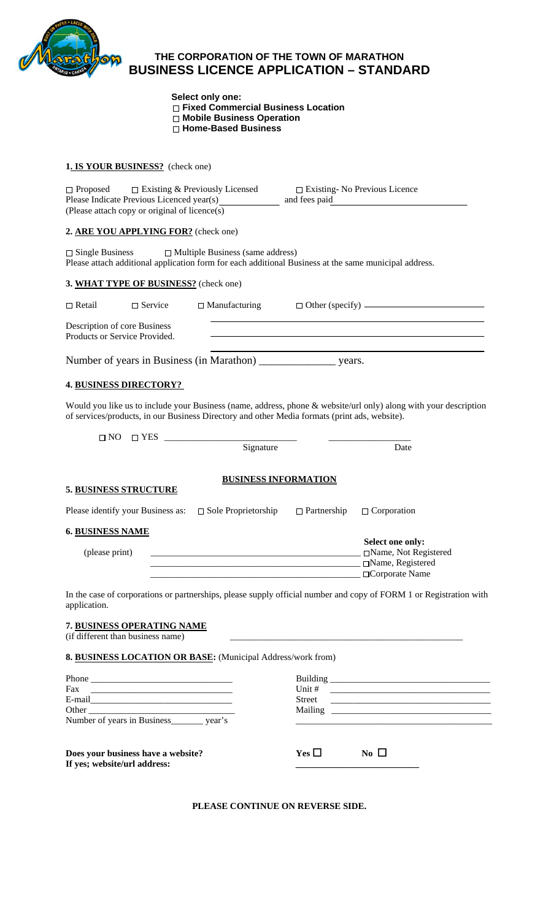# THE CORPORATION OF THE TOWN OF MARATHON
# BUSINESS LICENCE APPLICATION – STANDARD

**Select only one:**
- ☐ **Fixed Commercial Business Location**
- ☐ **Mobile Business Operation**
- ☐ **Home-Based Business**

### 1. IS YOUR BUSINESS? (check one)

☐ Proposed  ☐ Existing & Previously Licensed  ☐ Existing- No Previous Licence
Please Indicate Previous Licenced year(s) ____________ and fees paid ____________________________
(Please attach copy or original of licence(s)

### 2. ARE YOU APPLYING FOR? (check one)

☐ Single Business  ☐ Multiple Business (same address)
Please attach additional application form for each additional Business at the same municipal address.

### 3. WHAT TYPE OF BUSINESS? (check one)

☐ Retail  ☐ Service  ☐ Manufacturing  ☐ Other (specify) ________________________

Description of core Business Products or Service Provided. ____________________________________________

Number of years in Business (in Marathon) ______________ years.

### 4. BUSINESS DIRECTORY?

Would you like us to include your Business (name, address, phone & website/url only) along with your description of services/products, in our Business Directory and other Media formats (print ads, website).

☐ NO  ☐ YES ____________________________  _________________
Signature  Date

## BUSINESS INFORMATION

### 5. BUSINESS STRUCTURE

Please identify your Business as:  ☐ Sole Proprietorship  ☐ Partnership  ☐ Corporation

### 6. BUSINESS NAME

(please print) ____________________________________________

**Select one only:**
- ☐ Name, Not Registered
- ☐ Name, Registered
- ☐ Corporate Name

In the case of corporations or partnerships, please supply official number and copy of FORM 1 or Registration with application.

### 7. BUSINESS OPERATING NAME
(if different than business name) ____________________________________________

### 8. BUSINESS LOCATION OR BASE: (Municipal Address/work from)

Phone ______________________________
Fax ______________________________
E-mail ______________________________
Other ______________________________
Number of years in Business_______ year's

Building ______________________________
Unit # ______________________________
Street ______________________________
Mailing ______________________________
________________________________________

**Does your business have a website?**  **Yes** ☐  **No** ☐
**If yes; website/url address:** __________________________

**PLEASE CONTINUE ON REVERSE SIDE.**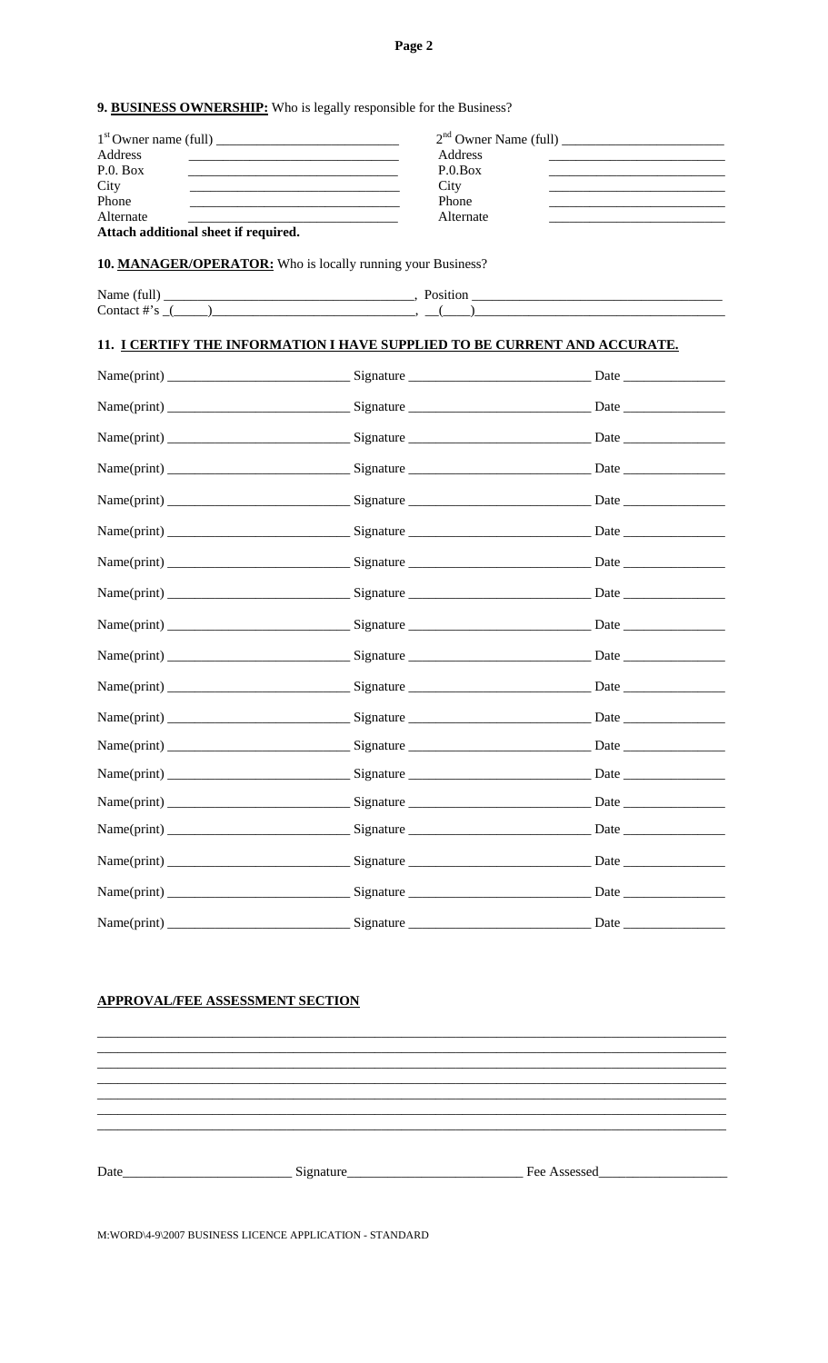**9. BUSINESS OWNERSHIP:** Who is legally responsible for the Business?

| | | | |
|---|---|---|---|
| 1st Owner name (full) | ___________________________ | 2nd Owner Name (full) | ___________________________ |
| Address | ___________________________ | Address | ___________________________ |
| P.0. Box | ___________________________ | P.0.Box | ___________________________ |
| City | ___________________________ | City | ___________________________ |
| Phone | ___________________________ | Phone | ___________________________ |
| Alternate | ___________________________ | Alternate | ___________________________ |

**Attach additional sheet if required.**

**10. MANAGER/OPERATOR:** Who is locally running your Business?

Name (full) ___________________________________, Position ___________________________________

Contact #'s _(_____)___________________________, __(____)___________________________________

**11. I CERTIFY THE INFORMATION I HAVE SUPPLIED TO BE CURRENT AND ACCURATE.**

Name(print) __________________________ Signature __________________________ Date _______________

Name(print) __________________________ Signature __________________________ Date _______________

Name(print) __________________________ Signature __________________________ Date _______________

Name(print) __________________________ Signature __________________________ Date _______________

Name(print) __________________________ Signature __________________________ Date _______________

Name(print) __________________________ Signature __________________________ Date _______________

Name(print) __________________________ Signature __________________________ Date _______________

Name(print) __________________________ Signature __________________________ Date _______________

Name(print) __________________________ Signature __________________________ Date _______________

Name(print) __________________________ Signature __________________________ Date _______________

Name(print) __________________________ Signature __________________________ Date _______________

Name(print) __________________________ Signature __________________________ Date _______________

Name(print) __________________________ Signature __________________________ Date _______________

Name(print) __________________________ Signature __________________________ Date _______________

Name(print) __________________________ Signature __________________________ Date _______________

Name(print) __________________________ Signature __________________________ Date _______________

Name(print) __________________________ Signature __________________________ Date _______________

Name(print) __________________________ Signature __________________________ Date _______________

Name(print) __________________________ Signature __________________________ Date _______________

**APPROVAL/FEE ASSESSMENT SECTION**

______________________________________________________________________________________

______________________________________________________________________________________

______________________________________________________________________________________

______________________________________________________________________________________

______________________________________________________________________________________

______________________________________________________________________________________

______________________________________________________________________________________

Date________________________ Signature________________________ Fee Assessed__________________

M:WORD\4-9\2007 BUSINESS LICENCE APPLICATION - STANDARD